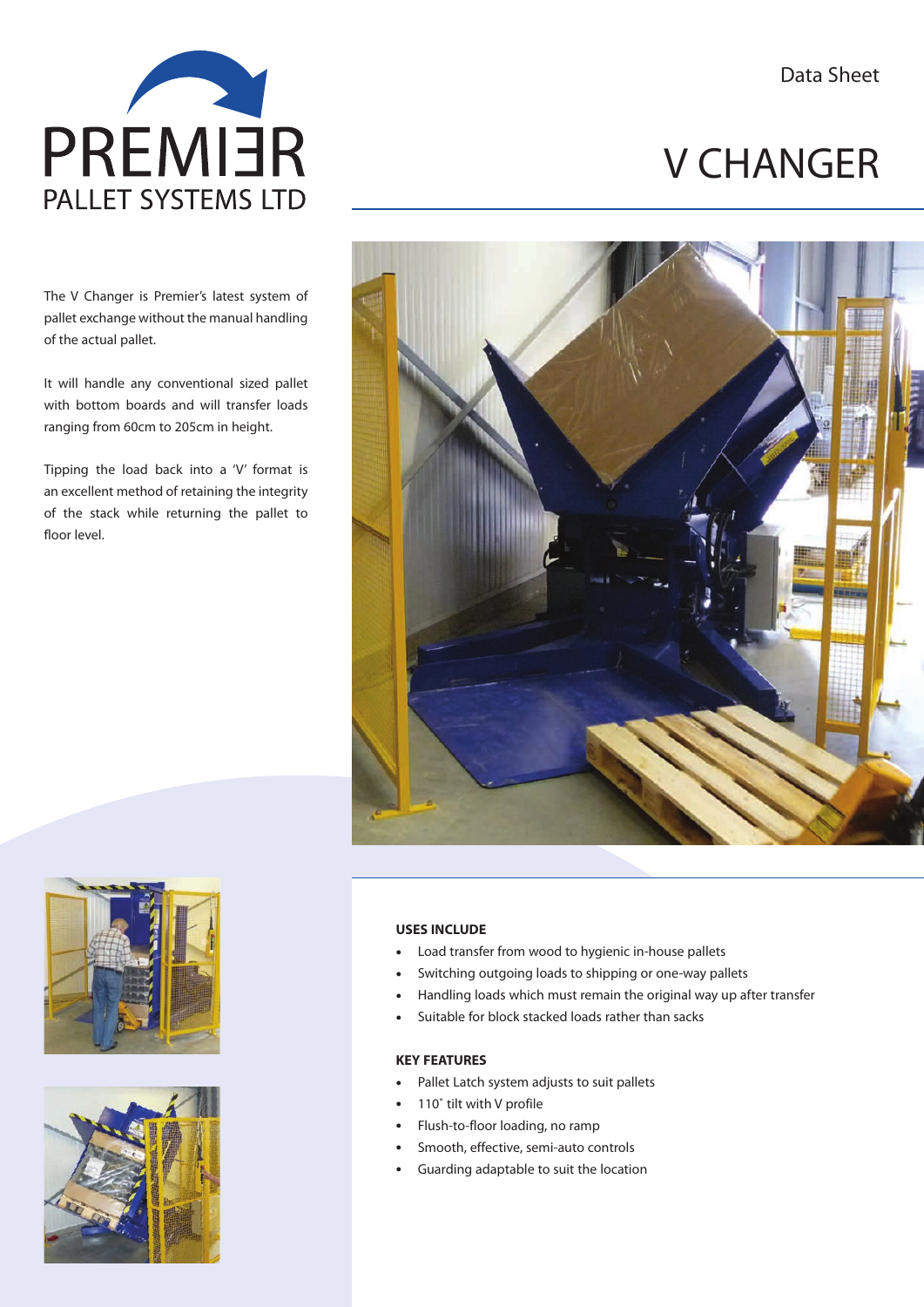PREMIER PALLET SYSTEMS LTD

Data Sheet

# V CHANGER

The V Changer is Premier's latest system of pallet exchange without the manual handling of the actual pallet.

It will handle any conventional sized pallet with bottom boards and will transfer loads ranging from 60cm to 205cm in height.

Tipping the load back into a 'V' format is an excellent method of retaining the integrity of the stack while returning the pallet to floor level.

**USES INCLUDE**

- Load transfer from wood to hygienic in-house pallets
- Switching outgoing loads to shipping or one-way pallets
- Handling loads which must remain the original way up after transfer
- Suitable for block stacked loads rather than sacks

**KEY FEATURES**

- Pallet Latch system adjusts to suit pallets
- 110˚ tilt with V profile
- Flush-to-floor loading, no ramp
- Smooth, effective, semi-auto controls
- Guarding adaptable to suit the location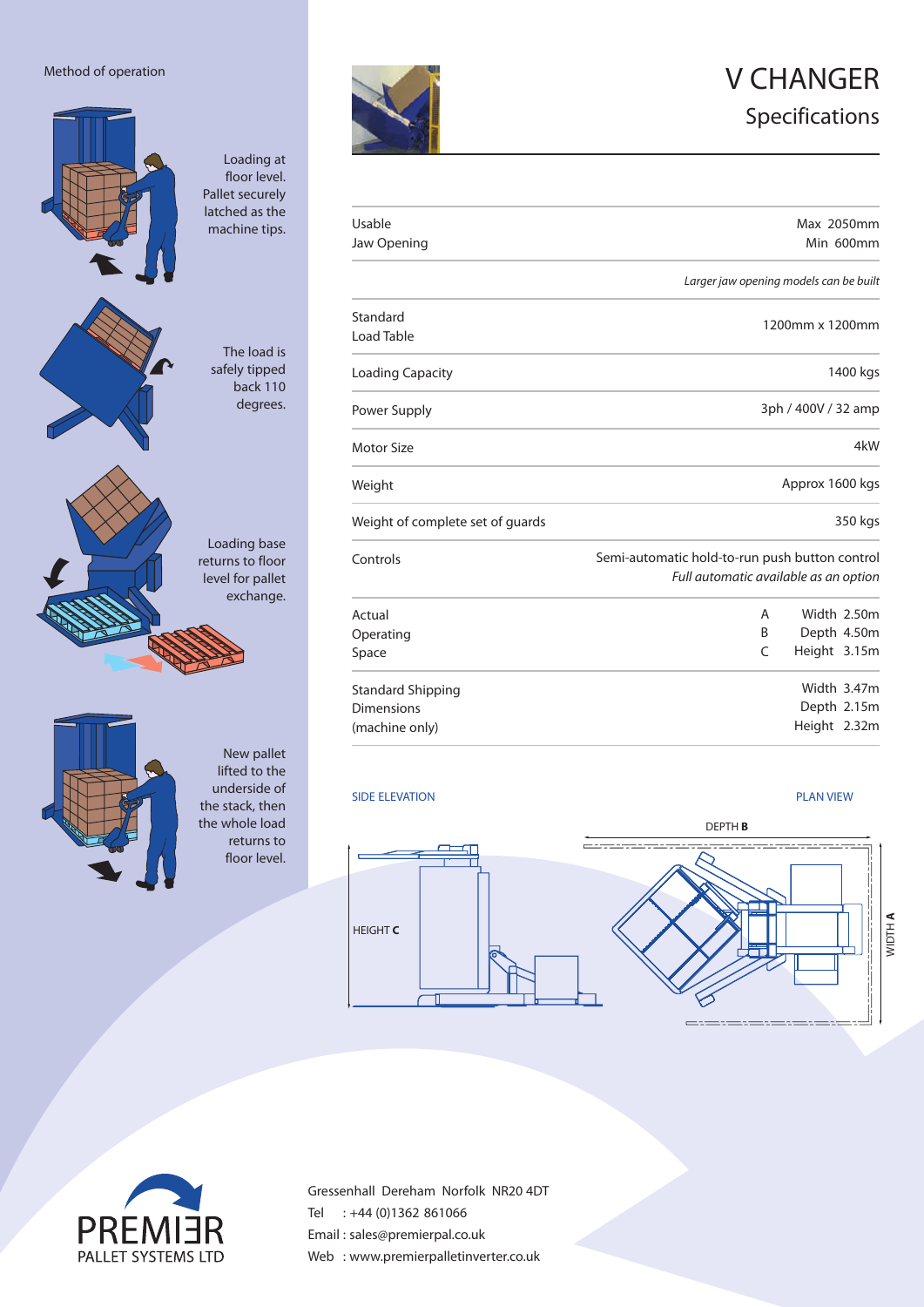Method of operation

Loading at floor level. Pallet securely latched as the machine tips.

The load is safely tipped back 110 degrees.

Loading base returns to floor level for pallet exchange.

New pallet lifted to the underside of the stack, then the whole load returns to floor level.

# V CHANGER

## Specifications

| | |
|---|---|
| Usable Jaw Opening | Max 2050mm<br>Min 600mm |
| | *Larger jaw opening models can be built* |
| Standard Load Table | 1200mm x 1200mm |
| Loading Capacity | 1400 kgs |
| Power Supply | 3ph / 400V / 32 amp |
| Motor Size | 4kW |
| Weight | Approx 1600 kgs |
| Weight of complete set of guards | 350 kgs |
| Controls | Semi-automatic hold-to-run push button control<br>*Full automatic available as an option* |
| Actual Operating Space | A Width 2.50m<br>B Depth 4.50m<br>C Height 3.15m |
| Standard Shipping Dimensions (machine only) | Width 3.47m<br>Depth 2.15m<br>Height 2.32m |

SIDE ELEVATION

HEIGHT **C**

PLAN VIEW

DEPTH **B**

WIDTH **A**

PREMIER PALLET SYSTEMS LTD

Gressenhall Dereham Norfolk NR20 4DT
Tel : +44 (0)1362 861066
Email : sales@premierpal.co.uk
Web : www.premierpalletinverter.co.uk